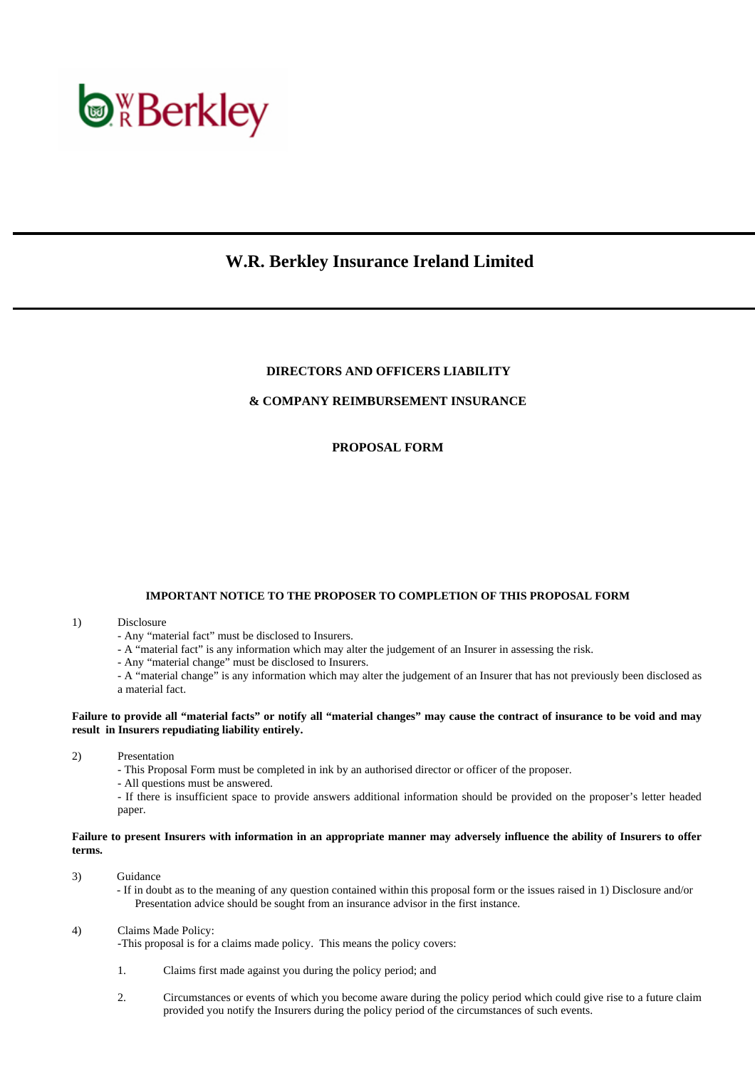WR Berkley

# W.R. Berkley Insurance Ireland Limited

## DIRECTORS AND OFFICERS LIABILITY

## & COMPANY REIMBURSEMENT INSURANCE

## PROPOSAL FORM

### IMPORTANT NOTICE TO THE PROPOSER TO COMPLETION OF THIS PROPOSAL FORM

1) Disclosure
- Any "material fact" must be disclosed to Insurers.
- A "material fact" is any information which may alter the judgement of an Insurer in assessing the risk.
- Any "material change" must be disclosed to Insurers.
- A "material change" is any information which may alter the judgement of an Insurer that has not previously been disclosed as a material fact.

**Failure to provide all "material facts" or notify all "material changes" may cause the contract of insurance to be void and may result in Insurers repudiating liability entirely.**

2) Presentation
- This Proposal Form must be completed in ink by an authorised director or officer of the proposer.
- All questions must be answered.
- If there is insufficient space to provide answers additional information should be provided on the proposer's letter headed paper.

**Failure to present Insurers with information in an appropriate manner may adversely influence the ability of Insurers to offer terms.**

3) Guidance
- If in doubt as to the meaning of any question contained within this proposal form or the issues raised in 1) Disclosure and/or Presentation advice should be sought from an insurance advisor in the first instance.

4) Claims Made Policy:
-This proposal is for a claims made policy. This means the policy covers:

1. Claims first made against you during the policy period; and

2. Circumstances or events of which you become aware during the policy period which could give rise to a future claim provided you notify the Insurers during the policy period of the circumstances of such events.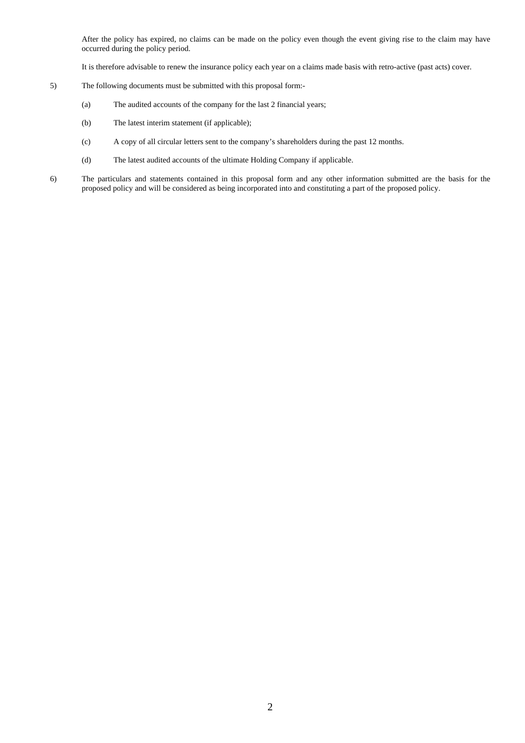After the policy has expired, no claims can be made on the policy even though the event giving rise to the claim may have occurred during the policy period.

It is therefore advisable to renew the insurance policy each year on a claims made basis with retro-active (past acts) cover.

5) The following documents must be submitted with this proposal form:-

   (a) The audited accounts of the company for the last 2 financial years;

   (b) The latest interim statement (if applicable);

   (c) A copy of all circular letters sent to the company's shareholders during the past 12 months.

   (d) The latest audited accounts of the ultimate Holding Company if applicable.

6) The particulars and statements contained in this proposal form and any other information submitted are the basis for the proposed policy and will be considered as being incorporated into and constituting a part of the proposed policy.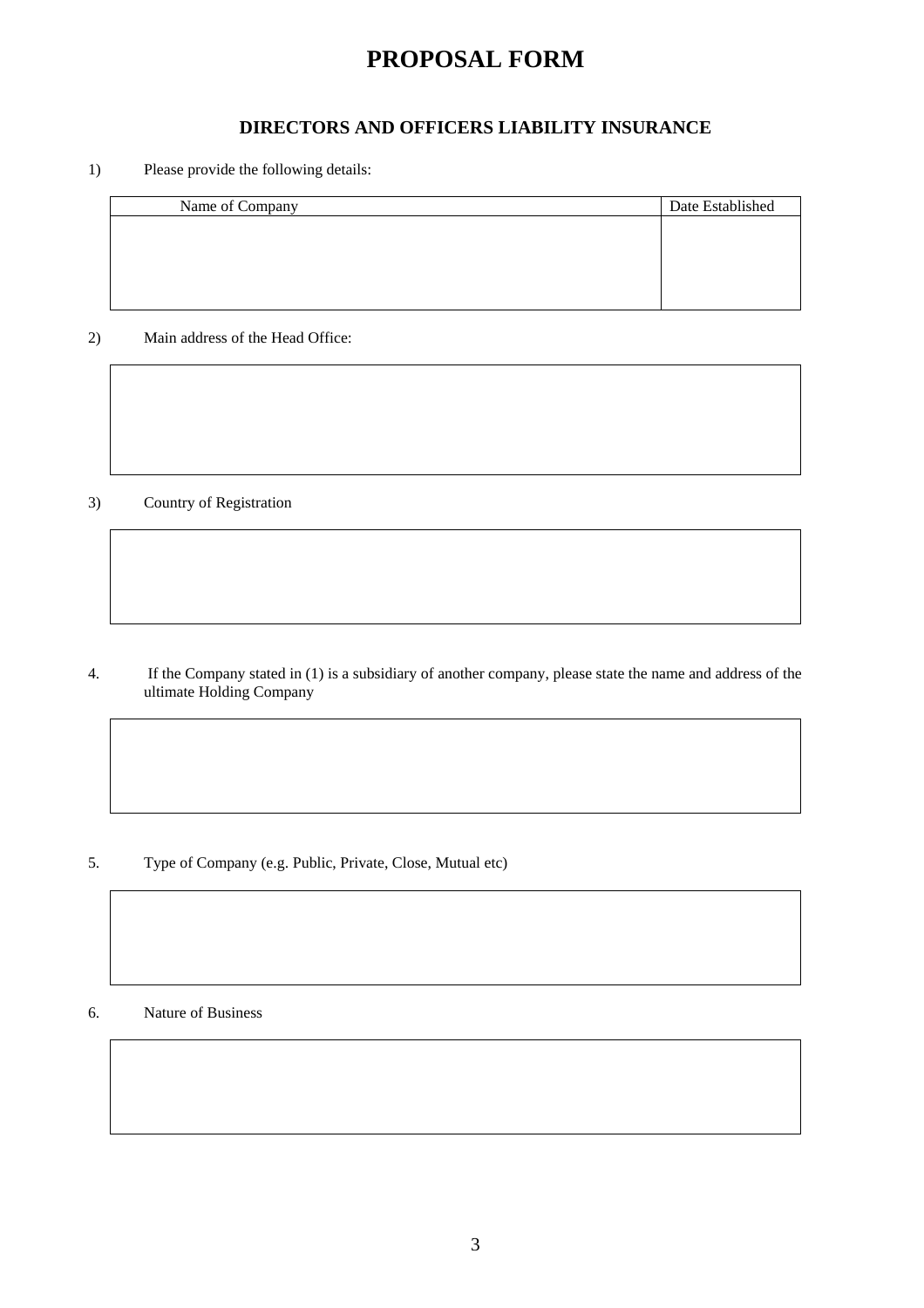# PROPOSAL FORM

## DIRECTORS AND OFFICERS LIABILITY INSURANCE

1) Please provide the following details:

| Name of Company | Date Established |
|---|---|
| | |

2) Main address of the Head Office:

3) Country of Registration

4. If the Company stated in (1) is a subsidiary of another company, please state the name and address of the ultimate Holding Company

5. Type of Company (e.g. Public, Private, Close, Mutual etc)

6. Nature of Business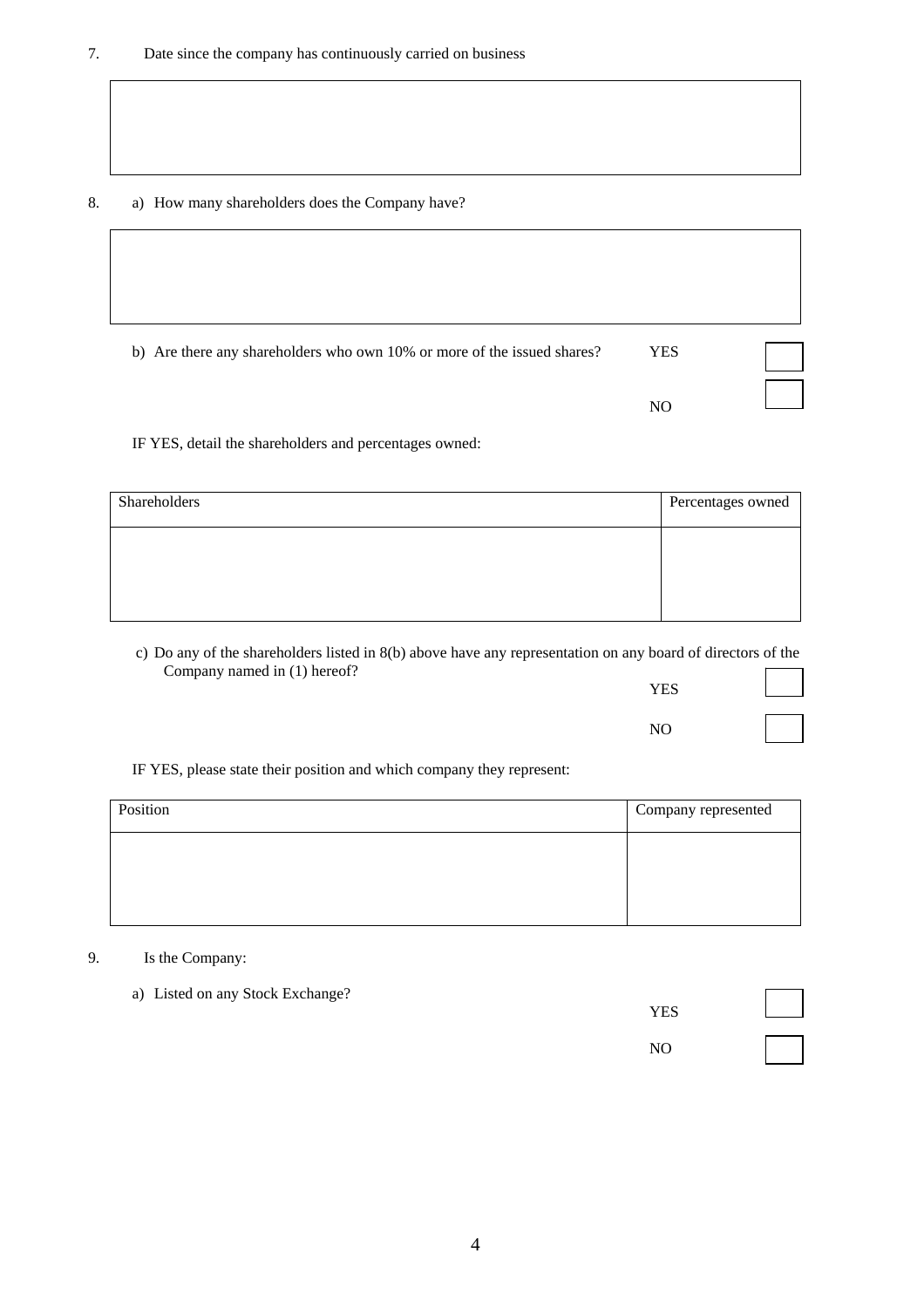7. Date since the company has continuously carried on business

8. a) How many shareholders does the Company have?

   b) Are there any shareholders who own 10% or more of the issued shares?

   YES ☐

   NO ☐

   IF YES, detail the shareholders and percentages owned:

| Shareholders | Percentages owned |
|---|---|
| | |

   c) Do any of the shareholders listed in 8(b) above have any representation on any board of directors of the Company named in (1) hereof?

   YES ☐

   NO ☐

   IF YES, please state their position and which company they represent:

| Position | Company represented |
|---|---|
| | |

9. Is the Company:

   a) Listed on any Stock Exchange?

   YES ☐

   NO ☐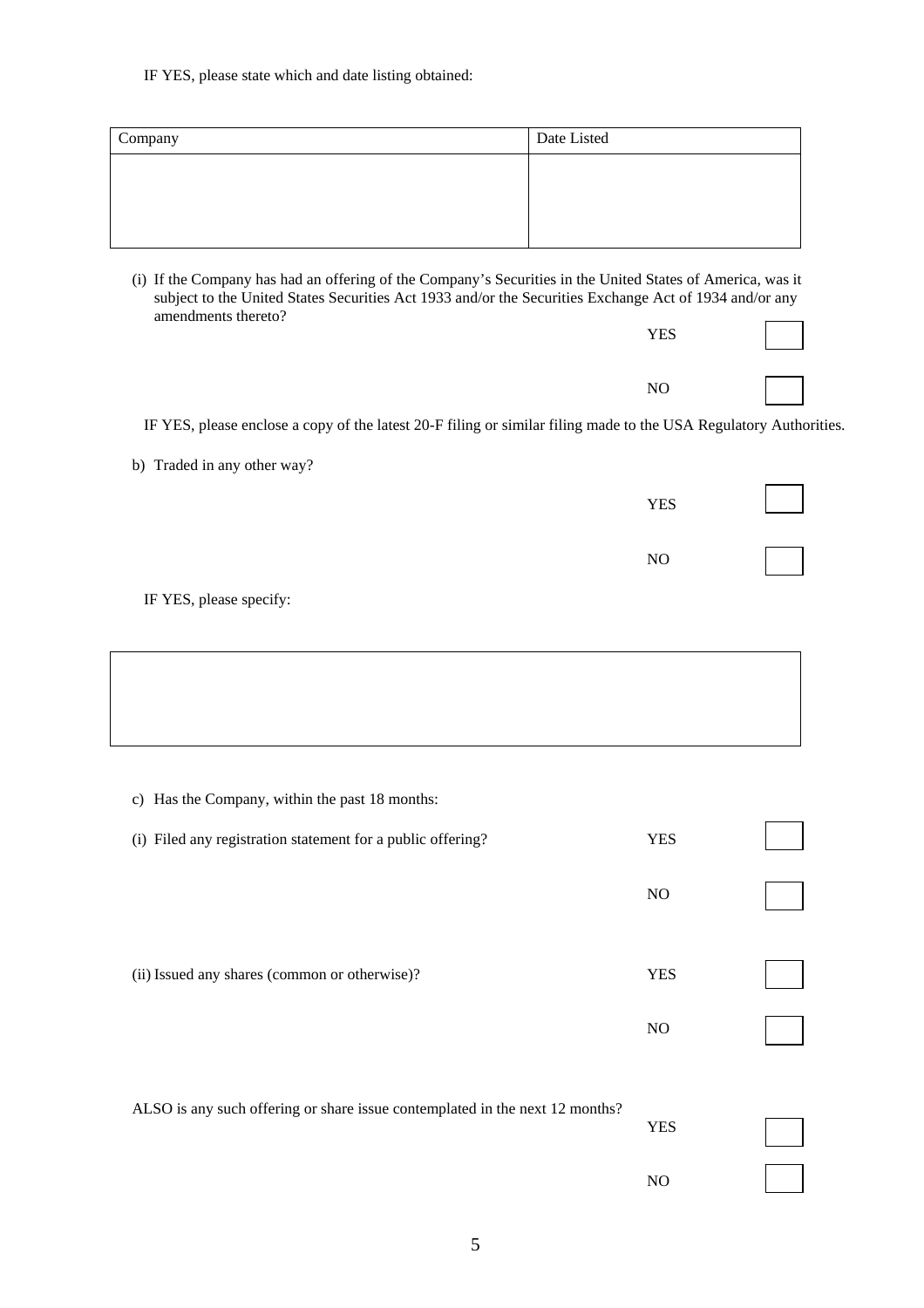IF YES, please state which and date listing obtained:

| Company | Date Listed |
| --- | --- |
| | |

(i) If the Company has had an offering of the Company's Securities in the United States of America, was it subject to the United States Securities Act 1933 and/or the Securities Exchange Act of 1934 and/or any amendments thereto?

YES ☐

NO ☐

IF YES, please enclose a copy of the latest 20-F filing or similar filing made to the USA Regulatory Authorities.

b) Traded in any other way?

YES ☐

NO ☐

IF YES, please specify:

| |
| --- |
| |

c) Has the Company, within the past 18 months:

(i) Filed any registration statement for a public offering?

YES ☐

NO ☐

(ii) Issued any shares (common or otherwise)?

YES ☐

NO ☐

ALSO is any such offering or share issue contemplated in the next 12 months?

YES ☐

NO ☐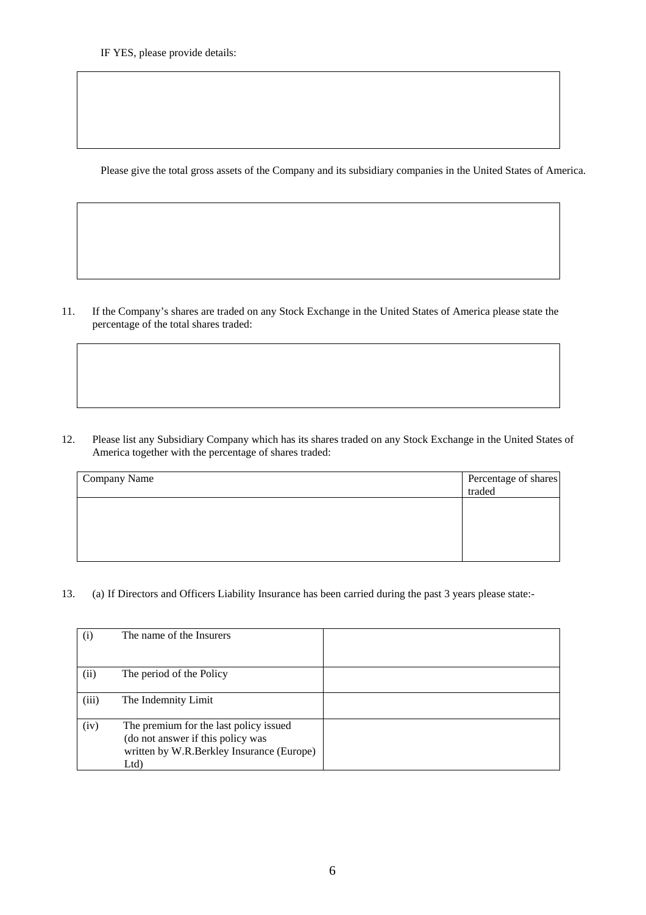IF YES, please provide details:

| |
|---|
| |

Please give the total gross assets of the Company and its subsidiary companies in the United States of America.

| |
|---|
| |

11. If the Company's shares are traded on any Stock Exchange in the United States of America please state the percentage of the total shares traded:

| |
|---|
| |

12. Please list any Subsidiary Company which has its shares traded on any Stock Exchange in the United States of America together with the percentage of shares traded:

| Company Name | Percentage of shares traded |
|---|---|
| | |

13. (a) If Directors and Officers Liability Insurance has been carried during the past 3 years please state:-

| | | |
|---|---|---|
| (i) | The name of the Insurers | |
| (ii) | The period of the Policy | |
| (iii) | The Indemnity Limit | |
| (iv) | The premium for the last policy issued (do not answer if this policy was written by W.R.Berkley Insurance (Europe) Ltd) | |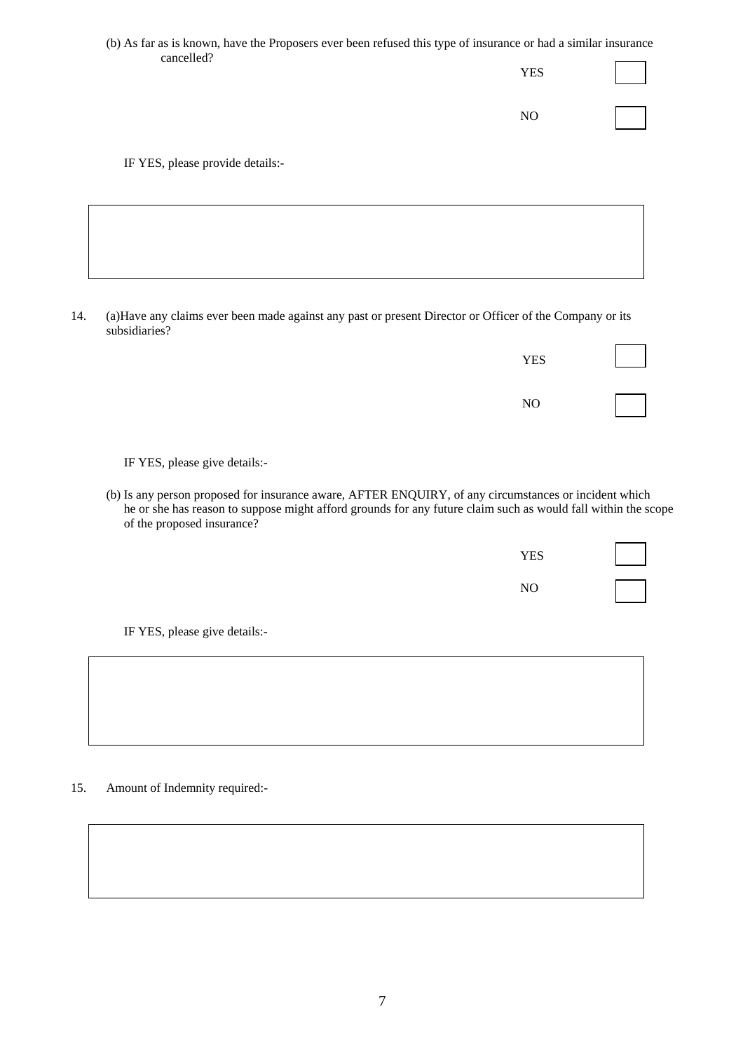(b) As far as is known, have the Proposers ever been refused this type of insurance or had a similar insurance cancelled?

YES ☐

NO ☐

IF YES, please provide details:-

| |
|---|
| |

14. (a)Have any claims ever been made against any past or present Director or Officer of the Company or its subsidiaries?

YES ☐

NO ☐

IF YES, please give details:-

(b) Is any person proposed for insurance aware, AFTER ENQUIRY, of any circumstances or incident which he or she has reason to suppose might afford grounds for any future claim such as would fall within the scope of the proposed insurance?

YES ☐

NO ☐

IF YES, please give details:-

| |
|---|
| |

15. Amount of Indemnity required:-

| |
|---|
| |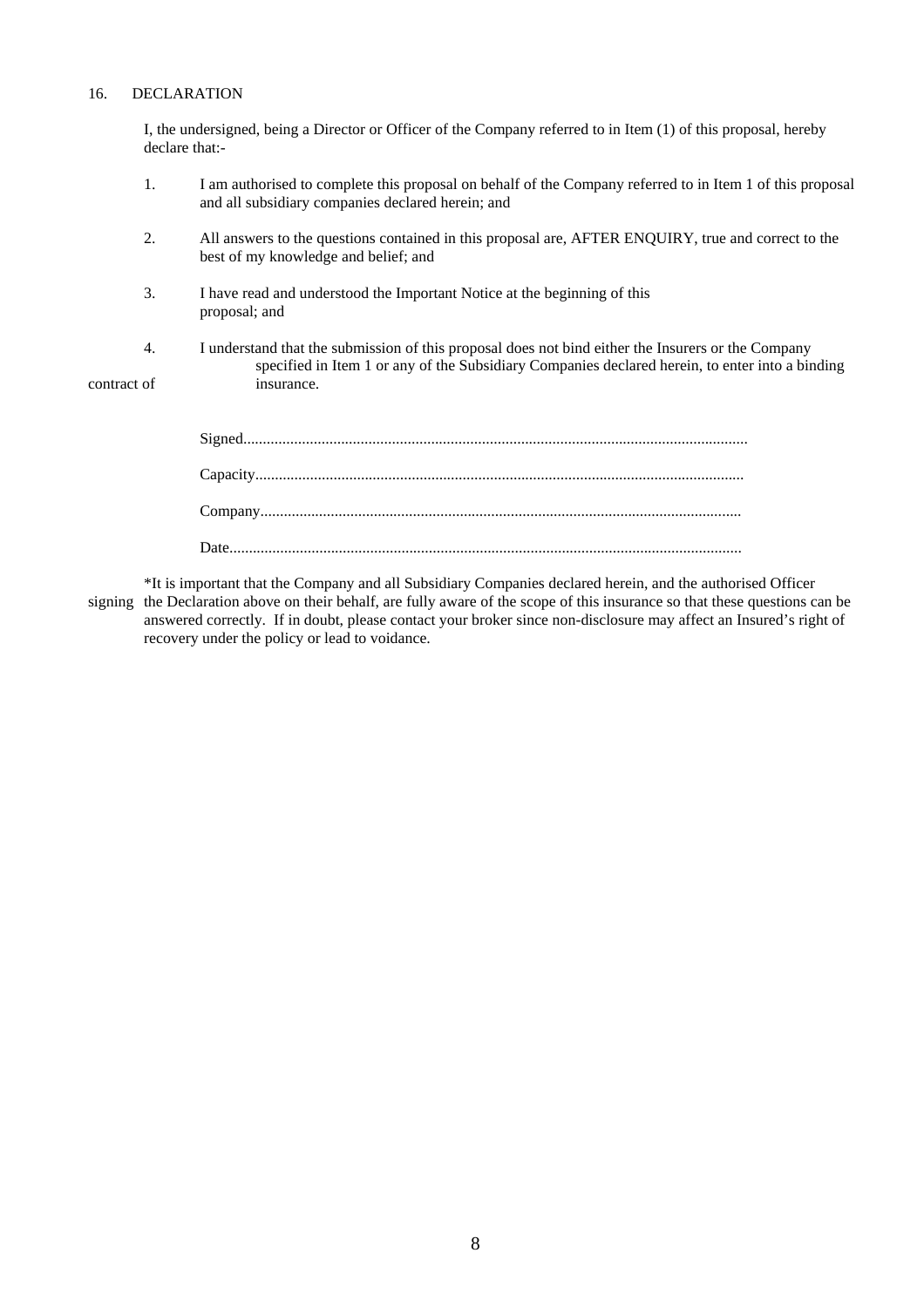## 16. DECLARATION

I, the undersigned, being a Director or Officer of the Company referred to in Item (1) of this proposal, hereby declare that:-

1. I am authorised to complete this proposal on behalf of the Company referred to in Item 1 of this proposal and all subsidiary companies declared herein; and

2. All answers to the questions contained in this proposal are, AFTER ENQUIRY, true and correct to the best of my knowledge and belief; and

3. I have read and understood the Important Notice at the beginning of this proposal; and

4. I understand that the submission of this proposal does not bind either the Insurers or the Company specified in Item 1 or any of the Subsidiary Companies declared herein, to enter into a binding contract of insurance.

Signed..................................................................................................................................

Capacity..............................................................................................................................

Company.............................................................................................................................

Date......................................................................................................................................

*It is important that the Company and all Subsidiary Companies declared herein, and the authorised Officer signing the Declaration above on their behalf, are fully aware of the scope of this insurance so that these questions can be answered correctly. If in doubt, please contact your broker since non-disclosure may affect an Insured's right of recovery under the policy or lead to voidance.